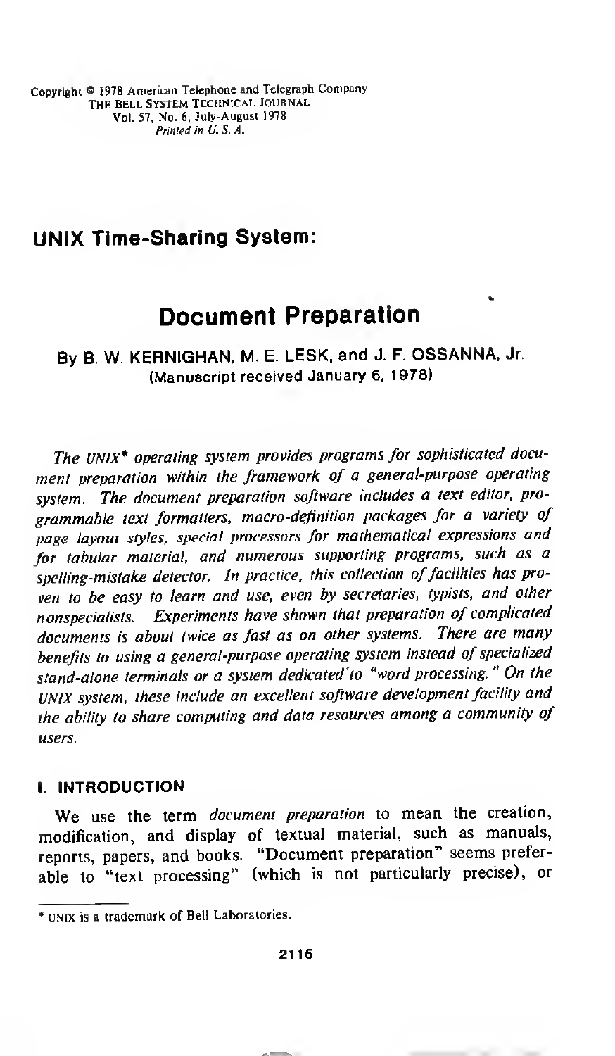Copyright © 1978 American Telephone and Telegraph Company
THE BELL SYSTEM TECHNICAL JOURNAL
Vol. 57, No. 6, July-August 1978
*Printed in U. S. A.*

## UNIX Time-Sharing System:

# Document Preparation

**By B. W. KERNIGHAN, M. E. LESK, and J. F. OSSANNA, Jr.**
(Manuscript received January 6, 1978)

*The UNIX\* operating system provides programs for sophisticated document preparation within the framework of a general-purpose operating system. The document preparation software includes a text editor, programmable text formatters, macro-definition packages for a variety of page layout styles, special processors for mathematical expressions and for tabular material, and numerous supporting programs, such as a spelling-mistake detector. In practice, this collection of facilities has proven to be easy to learn and use, even by secretaries, typists, and other nonspecialists. Experiments have shown that preparation of complicated documents is about twice as fast as on other systems. There are many benefits to using a general-purpose operating system instead of specialized stand-alone terminals or a system dedicated to "word processing." On the UNIX system, these include an excellent software development facility and the ability to share computing and data resources among a community of users.*

## I. INTRODUCTION

We use the term *document preparation* to mean the creation, modification, and display of textual material, such as manuals, reports, papers, and books. "Document preparation" seems preferable to "text processing" (which is not particularly precise), or

---

\* UNIX is a trademark of Bell Laboratories.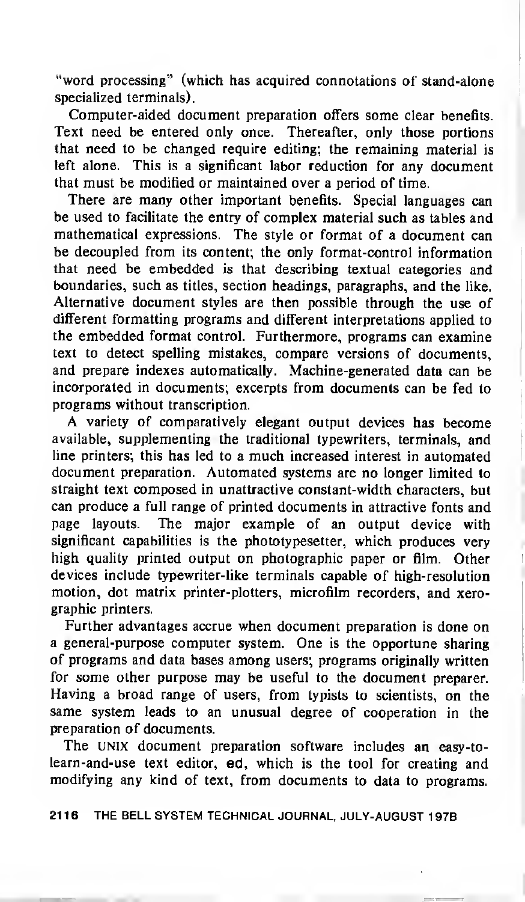"word processing" (which has acquired connotations of stand-alone specialized terminals).

Computer-aided document preparation offers some clear benefits. Text need be entered only once. Thereafter, only those portions that need to be changed require editing; the remaining material is left alone. This is a significant labor reduction for any document that must be modified or maintained over a period of time.

There are many other important benefits. Special languages can be used to facilitate the entry of complex material such as tables and mathematical expressions. The style or format of a document can be decoupled from its content; the only format-control information that need be embedded is that describing textual categories and boundaries, such as titles, section headings, paragraphs, and the like. Alternative document styles are then possible through the use of different formatting programs and different interpretations applied to the embedded format control. Furthermore, programs can examine text to detect spelling mistakes, compare versions of documents, and prepare indexes automatically. Machine-generated data can be incorporated in documents; excerpts from documents can be fed to programs without transcription.

A variety of comparatively elegant output devices has become available, supplementing the traditional typewriters, terminals, and line printers; this has led to a much increased interest in automated document preparation. Automated systems are no longer limited to straight text composed in unattractive constant-width characters, but can produce a full range of printed documents in attractive fonts and page layouts. The major example of an output device with significant capabilities is the phototypesetter, which produces very high quality printed output on photographic paper or film. Other devices include typewriter-like terminals capable of high-resolution motion, dot matrix printer-plotters, microfilm recorders, and xerographic printers.

Further advantages accrue when document preparation is done on a general-purpose computer system. One is the opportune sharing of programs and data bases among users; programs originally written for some other purpose may be useful to the document preparer. Having a broad range of users, from typists to scientists, on the same system leads to an unusual degree of cooperation in the preparation of documents.

The UNIX document preparation software includes an easy-to-learn-and-use text editor, **ed**, which is the tool for creating and modifying any kind of text, from documents to data to programs.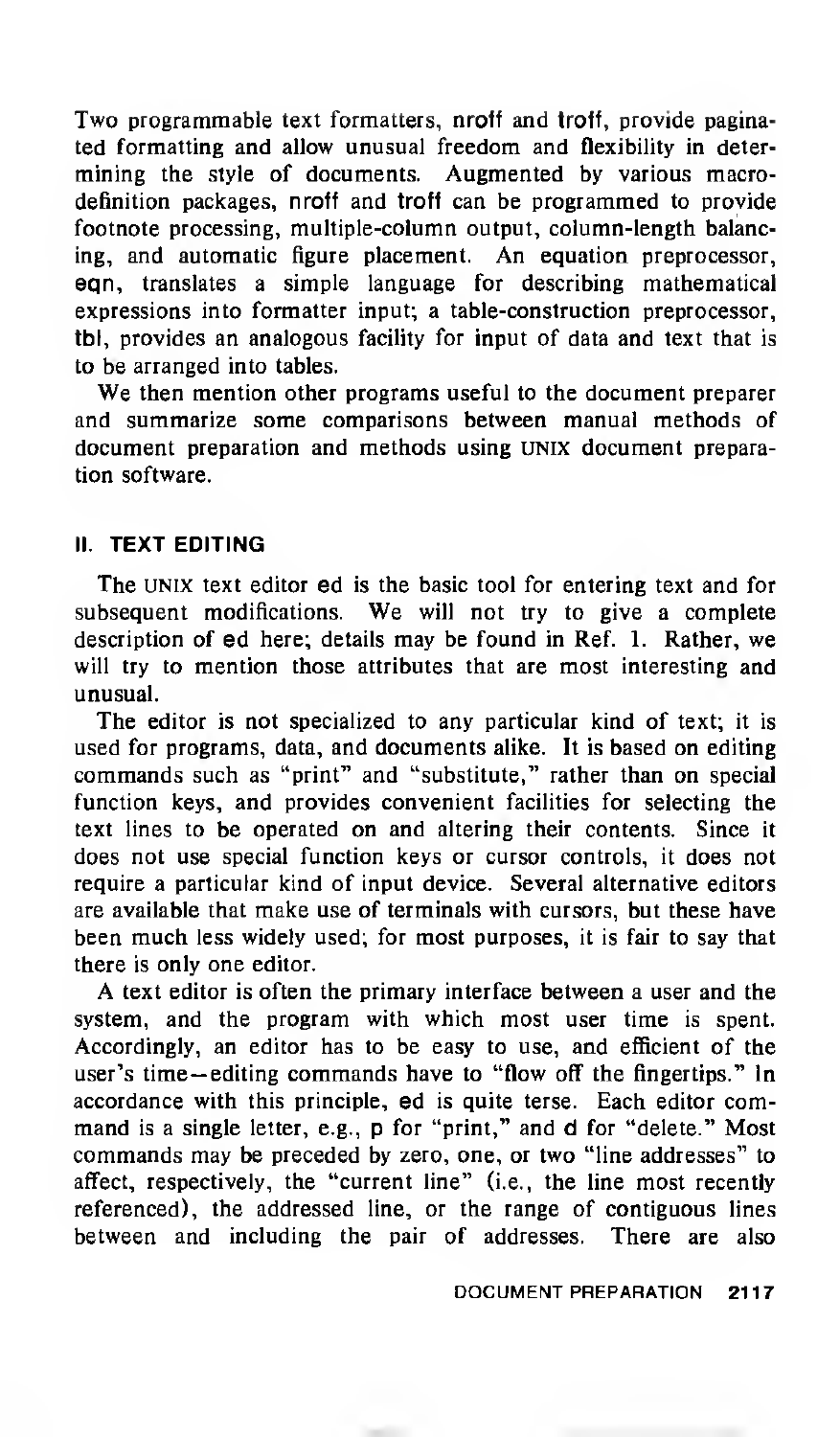Two programmable text formatters, **nroff** and **troff**, provide paginated formatting and allow unusual freedom and flexibility in determining the style of documents. Augmented by various macro-definition packages, **nroff** and **troff** can be programmed to provide footnote processing, multiple-column output, column-length balancing, and automatic figure placement. An equation preprocessor, **eqn**, translates a simple language for describing mathematical expressions into formatter input; a table-construction preprocessor, **tbl**, provides an analogous facility for input of data and text that is to be arranged into tables.

We then mention other programs useful to the document preparer and summarize some comparisons between manual methods of document preparation and methods using UNIX document preparation software.

## II. TEXT EDITING

The UNIX text editor **ed** is the basic tool for entering text and for subsequent modifications. We will not try to give a complete description of **ed** here; details may be found in Ref. 1. Rather, we will try to mention those attributes that are most interesting and unusual.

The editor is not specialized to any particular kind of text; it is used for programs, data, and documents alike. It is based on editing commands such as "print" and "substitute," rather than on special function keys, and provides convenient facilities for selecting the text lines to be operated on and altering their contents. Since it does not use special function keys or cursor controls, it does not require a particular kind of input device. Several alternative editors are available that make use of terminals with cursors, but these have been much less widely used; for most purposes, it is fair to say that there is only one editor.

A text editor is often the primary interface between a user and the system, and the program with which most user time is spent. Accordingly, an editor has to be easy to use, and efficient of the user's time—editing commands have to "flow off the fingertips." In accordance with this principle, **ed** is quite terse. Each editor command is a single letter, e.g., **p** for "print," and **d** for "delete." Most commands may be preceded by zero, one, or two "line addresses" to affect, respectively, the "current line" (i.e., the line most recently referenced), the addressed line, or the range of contiguous lines between and including the pair of addresses. There are also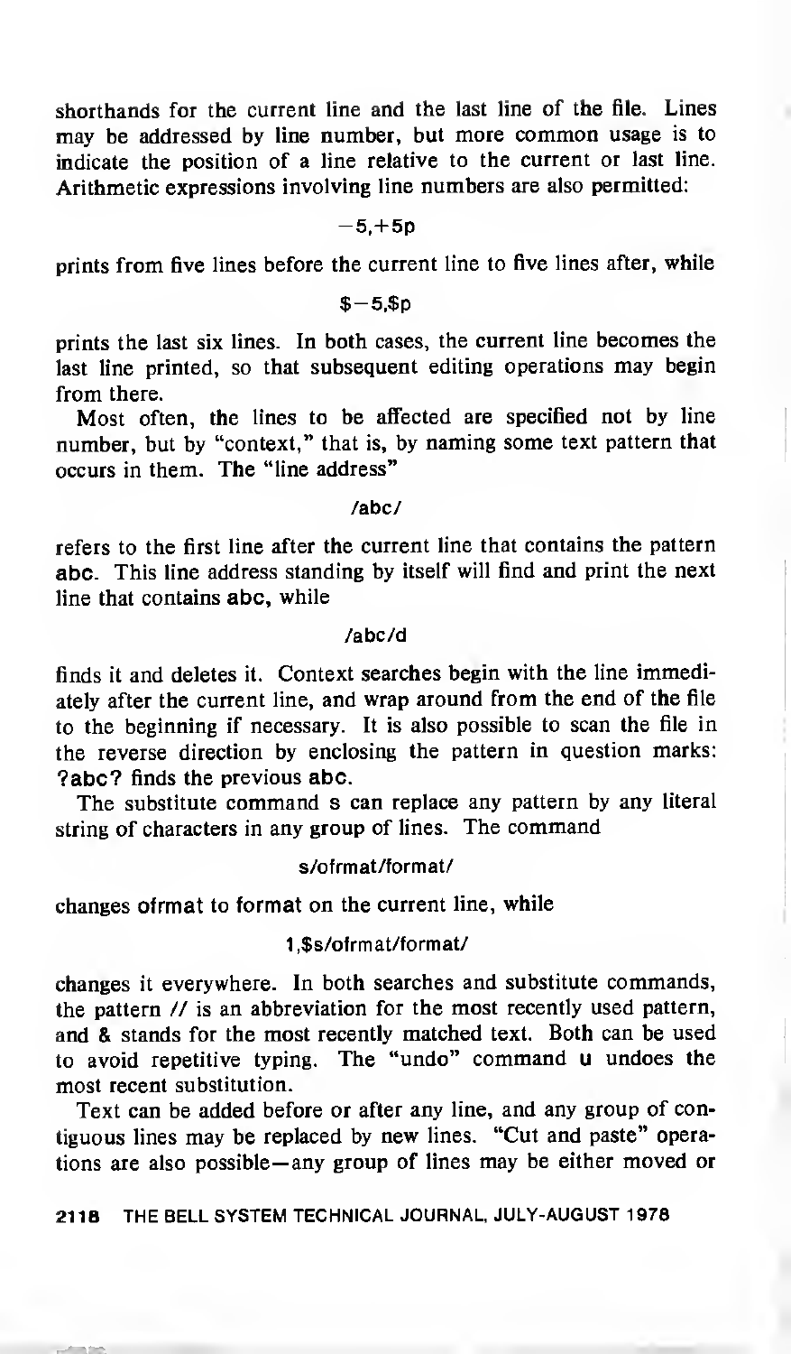shorthands for the current line and the last line of the file. Lines may be addressed by line number, but more common usage is to indicate the position of a line relative to the current or last line. Arithmetic expressions involving line numbers are also permitted:

```
-5,+5p
```

prints from five lines before the current line to five lines after, while

```
$-5,$p
```

prints the last six lines. In both cases, the current line becomes the last line printed, so that subsequent editing operations may begin from there.

Most often, the lines to be affected are specified not by line number, but by "context," that is, by naming some text pattern that occurs in them. The "line address"

```
/abc/
```

refers to the first line after the current line that contains the pattern **abc**. This line address standing by itself will find and print the next line that contains **abc**, while

```
/abc/d
```

finds it and deletes it. Context searches begin with the line immediately after the current line, and wrap around from the end of the file to the beginning if necessary. It is also possible to scan the file in the reverse direction by enclosing the pattern in question marks: **?abc?** finds the previous **abc**.

The substitute command **s** can replace any pattern by any literal string of characters in any group of lines. The command

```
s/ofrmat/format/
```

changes **ofrmat** to **format** on the current line, while

```
1,$s/ofrmat/format/
```

changes it everywhere. In both searches and substitute commands, the pattern **//** is an abbreviation for the most recently used pattern, and **&** stands for the most recently matched text. Both can be used to avoid repetitive typing. The "undo" command **u** undoes the most recent substitution.

Text can be added before or after any line, and any group of contiguous lines may be replaced by new lines. "Cut and paste" operations are also possible—any group of lines may be either moved or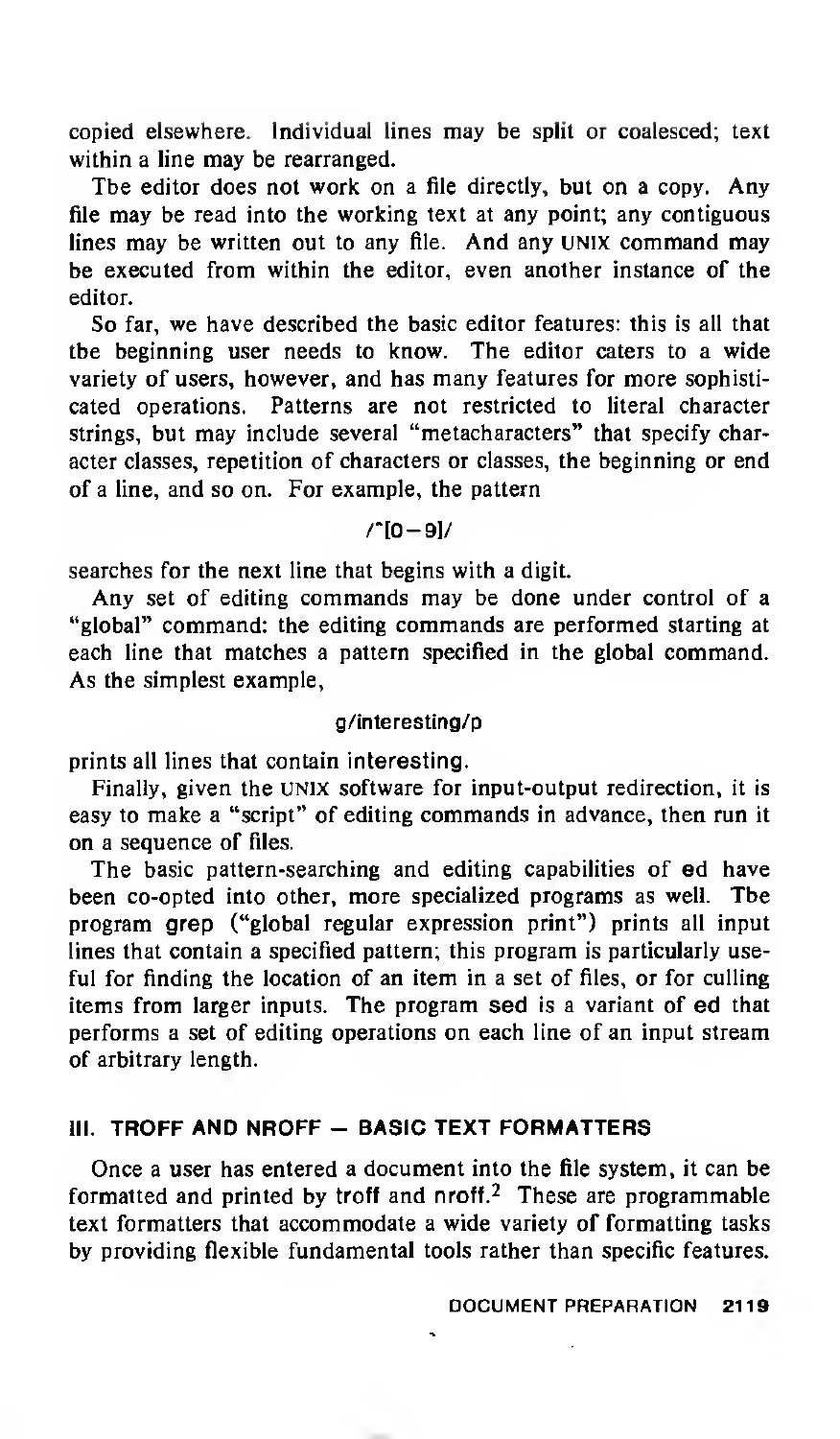copied elsewhere. Individual lines may be split or coalesced; text within a line may be rearranged.

The editor does not work on a file directly, but on a copy. Any file may be read into the working text at any point; any contiguous lines may be written out to any file. And any UNIX command may be executed from within the editor, even another instance of the editor.

So far, we have described the basic editor features: this is all that the beginning user needs to know. The editor caters to a wide variety of users, however, and has many features for more sophisticated operations. Patterns are not restricted to literal character strings, but may include several "metacharacters" that specify character classes, repetition of characters or classes, the beginning or end of a line, and so on. For example, the pattern

```
/^[0-9]/
```

searches for the next line that begins with a digit.

Any set of editing commands may be done under control of a "global" command: the editing commands are performed starting at each line that matches a pattern specified in the global command. As the simplest example,

```
g/interesting/p
```

prints all lines that contain **interesting**.

Finally, given the UNIX software for input-output redirection, it is easy to make a "script" of editing commands in advance, then run it on a sequence of files.

The basic pattern-searching and editing capabilities of **ed** have been co-opted into other, more specialized programs as well. The program **grep** ("global regular expression print") prints all input lines that contain a specified pattern; this program is particularly useful for finding the location of an item in a set of files, or for culling items from larger inputs. The program **sed** is a variant of **ed** that performs a set of editing operations on each line of an input stream of arbitrary length.

## III. TROFF AND NROFF — BASIC TEXT FORMATTERS

Once a user has entered a document into the file system, it can be formatted and printed by **troff** and **nroff**.[2] These are programmable text formatters that accommodate a wide variety of formatting tasks by providing flexible fundamental tools rather than specific features.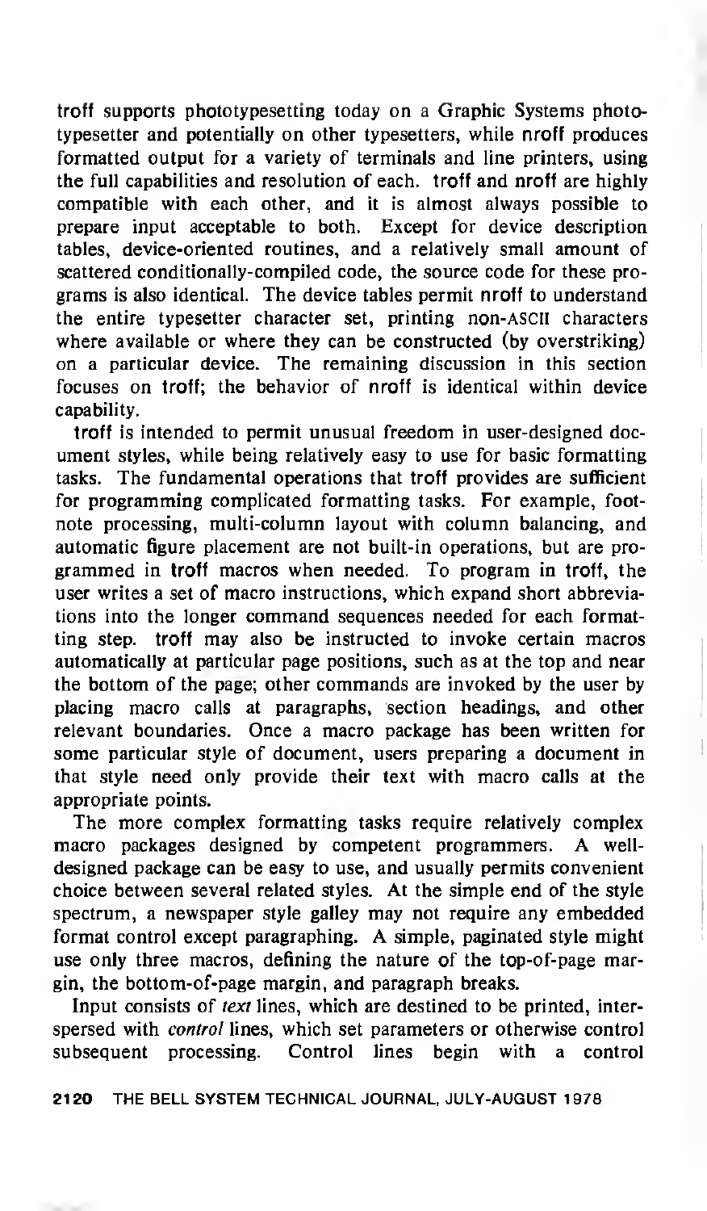troff supports phototypesetting today on a Graphic Systems phototypesetter and potentially on other typesetters, while nroff produces formatted output for a variety of terminals and line printers, using the full capabilities and resolution of each. troff and nroff are highly compatible with each other, and it is almost always possible to prepare input acceptable to both. Except for device description tables, device-oriented routines, and a relatively small amount of scattered conditionally-compiled code, the source code for these programs is also identical. The device tables permit nroff to understand the entire typesetter character set, printing non-ASCII characters where available or where they can be constructed (by overstriking) on a particular device. The remaining discussion in this section focuses on troff; the behavior of nroff is identical within device capability.

troff is intended to permit unusual freedom in user-designed document styles, while being relatively easy to use for basic formatting tasks. The fundamental operations that troff provides are sufficient for programming complicated formatting tasks. For example, footnote processing, multi-column layout with column balancing, and automatic figure placement are not built-in operations, but are programmed in troff macros when needed. To program in troff, the user writes a set of macro instructions, which expand short abbreviations into the longer command sequences needed for each formatting step. troff may also be instructed to invoke certain macros automatically at particular page positions, such as at the top and near the bottom of the page; other commands are invoked by the user by placing macro calls at paragraphs, section headings, and other relevant boundaries. Once a macro package has been written for some particular style of document, users preparing a document in that style need only provide their text with macro calls at the appropriate points.

The more complex formatting tasks require relatively complex macro packages designed by competent programmers. A well-designed package can be easy to use, and usually permits convenient choice between several related styles. At the simple end of the style spectrum, a newspaper style galley may not require any embedded format control except paragraphing. A simple, paginated style might use only three macros, defining the nature of the top-of-page margin, the bottom-of-page margin, and paragraph breaks.

Input consists of *text* lines, which are destined to be printed, interspersed with *control* lines, which set parameters or otherwise control subsequent processing. Control lines begin with a control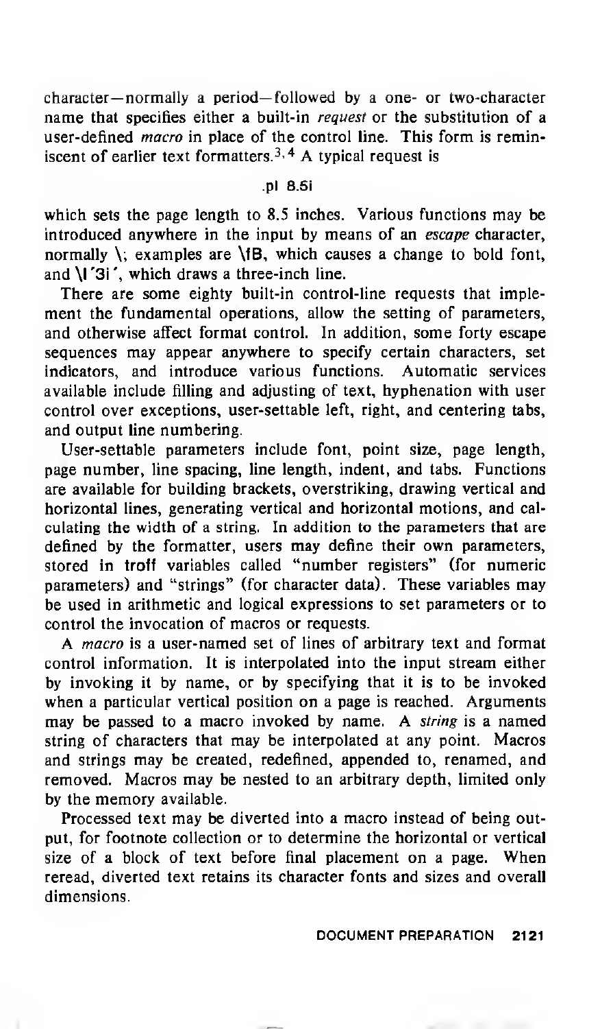character—normally a period—followed by a one- or two-character name that specifies either a built-in *request* or the substitution of a user-defined *macro* in place of the control line. This form is reminiscent of earlier text formatters.[3,4] A typical request is

```
.pl 8.5i
```

which sets the page length to 8.5 inches. Various functions may be introduced anywhere in the input by means of an *escape* character, normally \; examples are **\fB**, which causes a change to bold font, and **\l´3i´**, which draws a three-inch line.

There are some eighty built-in control-line requests that implement the fundamental operations, allow the setting of parameters, and otherwise affect format control. In addition, some forty escape sequences may appear anywhere to specify certain characters, set indicators, and introduce various functions. Automatic services available include filling and adjusting of text, hyphenation with user control over exceptions, user-settable left, right, and centering tabs, and output line numbering.

User-settable parameters include font, point size, page length, page number, line spacing, line length, indent, and tabs. Functions are available for building brackets, overstriking, drawing vertical and horizontal lines, generating vertical and horizontal motions, and calculating the width of a string. In addition to the parameters that are defined by the formatter, users may define their own parameters, stored in troff variables called "number registers" (for numeric parameters) and "strings" (for character data). These variables may be used in arithmetic and logical expressions to set parameters or to control the invocation of macros or requests.

A *macro* is a user-named set of lines of arbitrary text and format control information. It is interpolated into the input stream either by invoking it by name, or by specifying that it is to be invoked when a particular vertical position on a page is reached. Arguments may be passed to a macro invoked by name. A *string* is a named string of characters that may be interpolated at any point. Macros and strings may be created, redefined, appended to, renamed, and removed. Macros may be nested to an arbitrary depth, limited only by the memory available.

Processed text may be diverted into a macro instead of being output, for footnote collection or to determine the horizontal or vertical size of a block of text before final placement on a page. When reread, diverted text retains its character fonts and sizes and overall dimensions.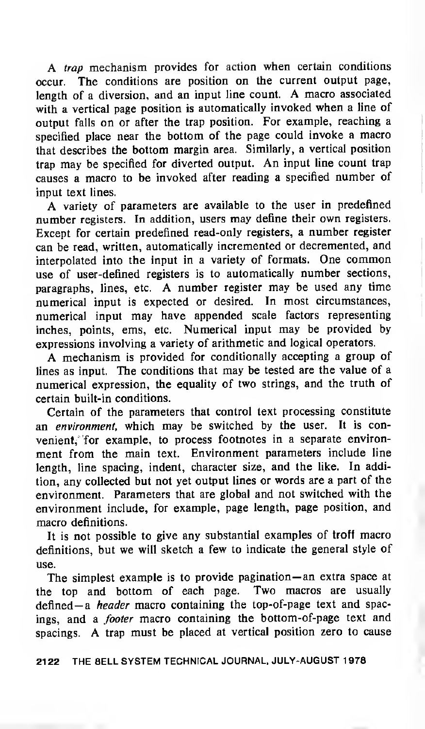A *trap* mechanism provides for action when certain conditions occur. The conditions are position on the current output page, length of a diversion, and an input line count. A macro associated with a vertical page position is automatically invoked when a line of output falls on or after the trap position. For example, reaching a specified place near the bottom of the page could invoke a macro that describes the bottom margin area. Similarly, a vertical position trap may be specified for diverted output. An input line count trap causes a macro to be invoked after reading a specified number of input text lines.

A variety of parameters are available to the user in predefined number registers. In addition, users may define their own registers. Except for certain predefined read-only registers, a number register can be read, written, automatically incremented or decremented, and interpolated into the input in a variety of formats. One common use of user-defined registers is to automatically number sections, paragraphs, lines, etc. A number register may be used any time numerical input is expected or desired. In most circumstances, numerical input may have appended scale factors representing inches, points, ems, etc. Numerical input may be provided by expressions involving a variety of arithmetic and logical operators.

A mechanism is provided for conditionally accepting a group of lines as input. The conditions that may be tested are the value of a numerical expression, the equality of two strings, and the truth of certain built-in conditions.

Certain of the parameters that control text processing constitute an *environment*, which may be switched by the user. It is convenient, for example, to process footnotes in a separate environment from the main text. Environment parameters include line length, line spacing, indent, character size, and the like. In addition, any collected but not yet output lines or words are a part of the environment. Parameters that are global and not switched with the environment include, for example, page length, page position, and macro definitions.

It is not possible to give any substantial examples of **troff** macro definitions, but we will sketch a few to indicate the general style of use.

The simplest example is to provide pagination—an extra space at the top and bottom of each page. Two macros are usually defined—a *header* macro containing the top-of-page text and spacings, and a *footer* macro containing the bottom-of-page text and spacings. A trap must be placed at vertical position zero to cause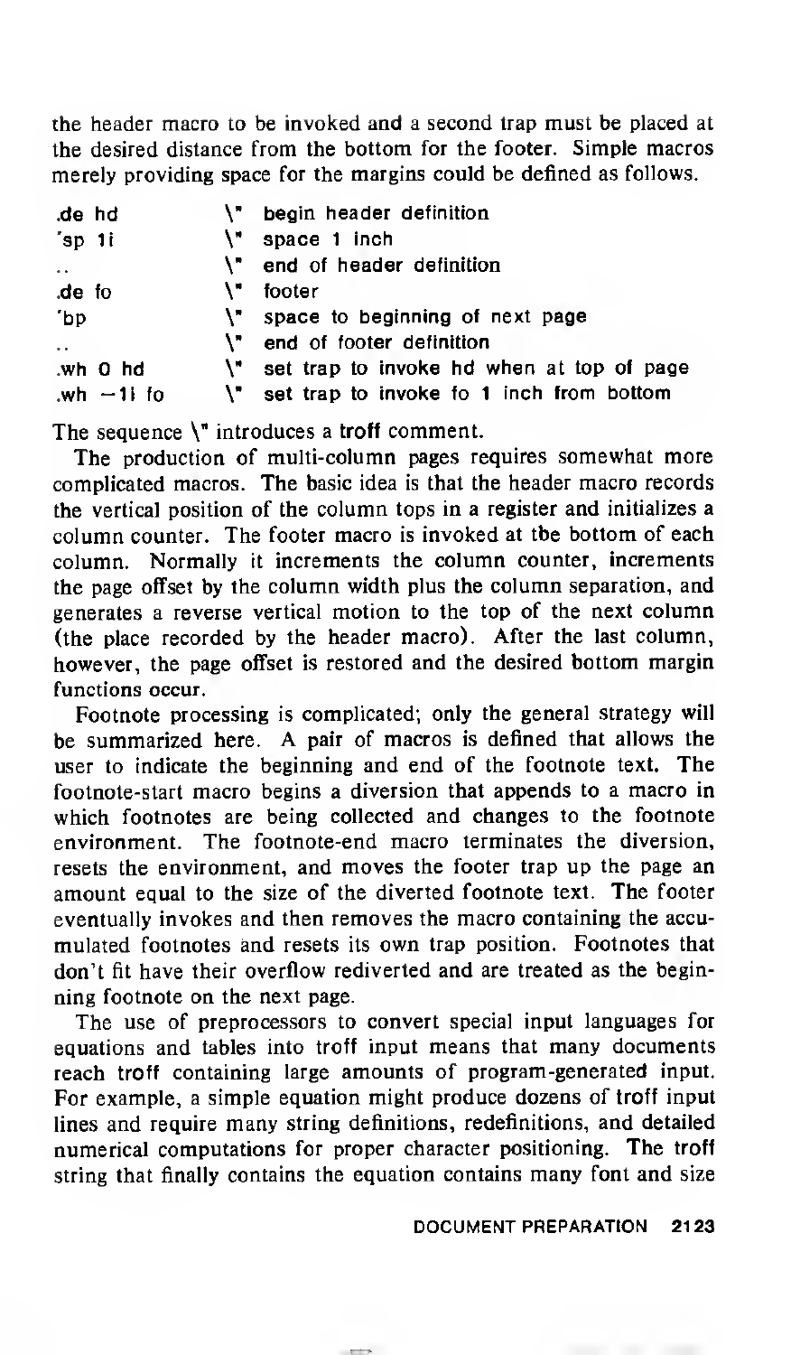the header macro to be invoked and a second trap must be placed at the desired distance from the bottom for the footer. Simple macros merely providing space for the margins could be defined as follows.

```
.de hd          \"  begin header definition
'sp 1i          \"  space 1 inch
..              \"  end of header definition
.de fo          \"  footer
'bp             \"  space to beginning of next page
..              \"  end of footer definition
.wh 0 hd        \"  set trap to invoke hd when at top of page
.wh −1i fo      \"  set trap to invoke fo 1 inch from bottom
```

The sequence \" introduces a **troff** comment.

The production of multi-column pages requires somewhat more complicated macros. The basic idea is that the header macro records the vertical position of the column tops in a register and initializes a column counter. The footer macro is invoked at the bottom of each column. Normally it increments the column counter, increments the page offset by the column width plus the column separation, and generates a reverse vertical motion to the top of the next column (the place recorded by the header macro). After the last column, however, the page offset is restored and the desired bottom margin functions occur.

Footnote processing is complicated; only the general strategy will be summarized here. A pair of macros is defined that allows the user to indicate the beginning and end of the footnote text. The footnote-start macro begins a diversion that appends to a macro in which footnotes are being collected and changes to the footnote environment. The footnote-end macro terminates the diversion, resets the environment, and moves the footer trap up the page an amount equal to the size of the diverted footnote text. The footer eventually invokes and then removes the macro containing the accumulated footnotes and resets its own trap position. Footnotes that don't fit have their overflow rediverted and are treated as the beginning footnote on the next page.

The use of preprocessors to convert special input languages for equations and tables into troff input means that many documents reach troff containing large amounts of program-generated input. For example, a simple equation might produce dozens of troff input lines and require many string definitions, redefinitions, and detailed numerical computations for proper character positioning. The troff string that finally contains the equation contains many font and size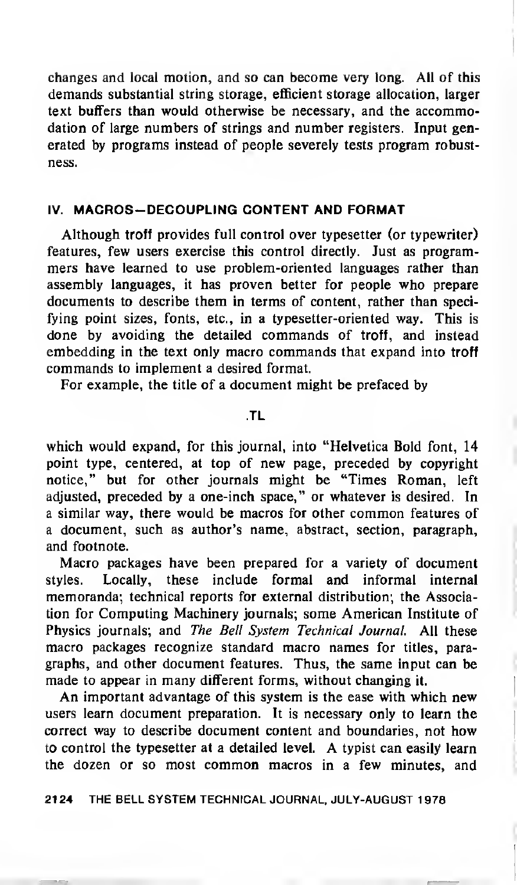changes and local motion, and so can become very long. All of this demands substantial string storage, efficient storage allocation, larger text buffers than would otherwise be necessary, and the accommodation of large numbers of strings and number registers. Input generated by programs instead of people severely tests program robustness.

## IV. MACROS—DECOUPLING CONTENT AND FORMAT

Although troff provides full control over typesetter (or typewriter) features, few users exercise this control directly. Just as programmers have learned to use problem-oriented languages rather than assembly languages, it has proven better for people who prepare documents to describe them in terms of content, rather than specifying point sizes, fonts, etc., in a typesetter-oriented way. This is done by avoiding the detailed commands of troff, and instead embedding in the text only macro commands that expand into troff commands to implement a desired format.

For example, the title of a document might be prefaced by

```
.TL
```

which would expand, for this journal, into "Helvetica Bold font, 14 point type, centered, at top of new page, preceded by copyright notice," but for other journals might be "Times Roman, left adjusted, preceded by a one-inch space," or whatever is desired. In a similar way, there would be macros for other common features of a document, such as author's name, abstract, section, paragraph, and footnote.

Macro packages have been prepared for a variety of document styles. Locally, these include formal and informal internal memoranda; technical reports for external distribution; the Association for Computing Machinery journals; some American Institute of Physics journals; and *The Bell System Technical Journal.* All these macro packages recognize standard macro names for titles, paragraphs, and other document features. Thus, the same input can be made to appear in many different forms, without changing it.

An important advantage of this system is the ease with which new users learn document preparation. It is necessary only to learn the correct way to describe document content and boundaries, not how to control the typesetter at a detailed level. A typist can easily learn the dozen or so most common macros in a few minutes, and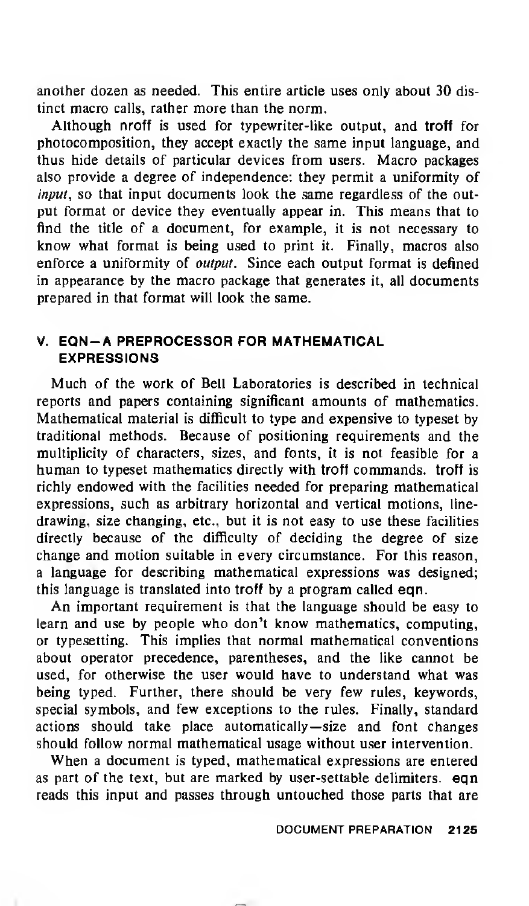another dozen as needed. This entire article uses only about 30 distinct macro calls, rather more than the norm.

Although **nroff** is used for typewriter-like output, and **troff** for photocomposition, they accept exactly the same input language, and thus hide details of particular devices from users. Macro packages also provide a degree of independence: they permit a uniformity of *input*, so that input documents look the same regardless of the output format or device they eventually appear in. This means that to find the title of a document, for example, it is not necessary to know what format is being used to print it. Finally, macros also enforce a uniformity of *output*. Since each output format is defined in appearance by the macro package that generates it, all documents prepared in that format will look the same.

## V. EQN—A PREPROCESSOR FOR MATHEMATICAL EXPRESSIONS

Much of the work of Bell Laboratories is described in technical reports and papers containing significant amounts of mathematics. Mathematical material is difficult to type and expensive to typeset by traditional methods. Because of positioning requirements and the multiplicity of characters, sizes, and fonts, it is not feasible for a human to typeset mathematics directly with **troff** commands. **troff** is richly endowed with the facilities needed for preparing mathematical expressions, such as arbitrary horizontal and vertical motions, line-drawing, size changing, etc., but it is not easy to use these facilities directly because of the difficulty of deciding the degree of size change and motion suitable in every circumstance. For this reason, a language for describing mathematical expressions was designed; this language is translated into **troff** by a program called **eqn**.

An important requirement is that the language should be easy to learn and use by people who don't know mathematics, computing, or typesetting. This implies that normal mathematical conventions about operator precedence, parentheses, and the like cannot be used, for otherwise the user would have to understand what was being typed. Further, there should be very few rules, keywords, special symbols, and few exceptions to the rules. Finally, standard actions should take place automatically—size and font changes should follow normal mathematical usage without user intervention.

When a document is typed, mathematical expressions are entered as part of the text, but are marked by user-settable delimiters. **eqn** reads this input and passes through untouched those parts that are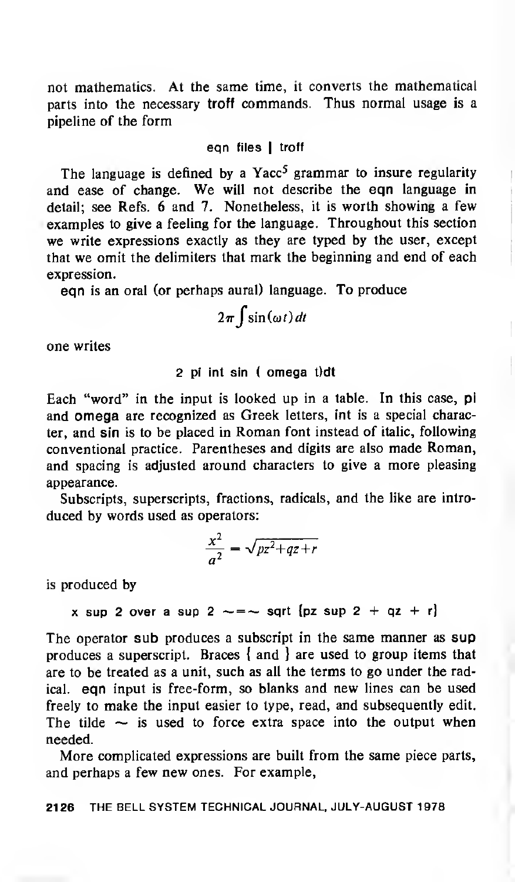not mathematics. At the same time, it converts the mathematical parts into the necessary **troff** commands. Thus normal usage is a pipeline of the form

```
eqn files | troff
```

The language is defined by a Yacc[5] grammar to insure regularity and ease of change. We will not describe the **eqn** language in detail; see Refs. 6 and 7. Nonetheless, it is worth showing a few examples to give a feeling for the language. Throughout this section we write expressions exactly as they are typed by the user, except that we omit the delimiters that mark the beginning and end of each expression.

**eqn** is an oral (or perhaps aural) language. To produce

$$2\pi \int \sin(\omega t)\, dt$$

one writes

```
2 pi int sin ( omega t)dt
```

Each "word" in the input is looked up in a table. In this case, **pi** and **omega** are recognized as Greek letters, **int** is a special character, and **sin** is to be placed in Roman font instead of italic, following conventional practice. Parentheses and digits are also made Roman, and spacing is adjusted around characters to give a more pleasing appearance.

Subscripts, superscripts, fractions, radicals, and the like are introduced by words used as operators:

$$\frac{x^2}{a^2} = \sqrt{pz^2 + qz + r}$$

is produced by

```
x sup 2 over a sup 2 ~=~ sqrt {pz sup 2 + qz + r}
```

The operator **sub** produces a subscript in the same manner as **sup** produces a superscript. Braces { and } are used to group items that are to be treated as a unit, such as all the terms to go under the radical. **eqn** input is free-form, so blanks and new lines can be used freely to make the input easier to type, read, and subsequently edit. The tilde ~ is used to force extra space into the output when needed.

More complicated expressions are built from the same piece parts, and perhaps a few new ones. For example,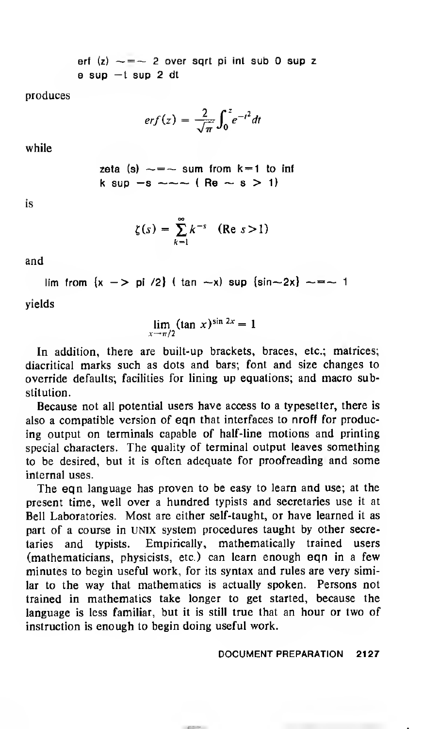```
erf (z) ~=~ 2 over sqrt pi int sub 0 sup z
e sup -t sup 2 dt
```

produces

$$erf(z) = \frac{2}{\sqrt{\pi}} \int_0^z e^{-t^2} dt$$

while

```
zeta (s) ~=~ sum from k=1 to inf
k sup -s ~~~ ( Re ~ s > 1)
```

is

$$\zeta(s) = \sum_{k=1}^{\infty} k^{-s} \quad (\mathrm{Re}\ s > 1)$$

and

```
lim from {x -> pi /2} ( tan ~x) sup {sin~2x} ~=~ 1
```

yields

$$\lim_{x \to \pi/2} (\tan x)^{\sin 2x} = 1$$

In addition, there are built-up brackets, braces, etc.; matrices; diacritical marks such as dots and bars; font and size changes to override defaults; facilities for lining up equations; and macro substitution.

Because not all potential users have access to a typesetter, there is also a compatible version of eqn that interfaces to nroff for producing output on terminals capable of half-line motions and printing special characters. The quality of terminal output leaves something to be desired, but it is often adequate for proofreading and some internal uses.

The eqn language has proven to be easy to learn and use; at the present time, well over a hundred typists and secretaries use it at Bell Laboratories. Most are either self-taught, or have learned it as part of a course in UNIX system procedures taught by other secretaries and typists. Empirically, mathematically trained users (mathematicians, physicists, etc.) can learn enough eqn in a few minutes to begin useful work, for its syntax and rules are very similar to the way that mathematics is actually spoken. Persons not trained in mathematics take longer to get started, because the language is less familiar, but it is still true that an hour or two of instruction is enough to begin doing useful work.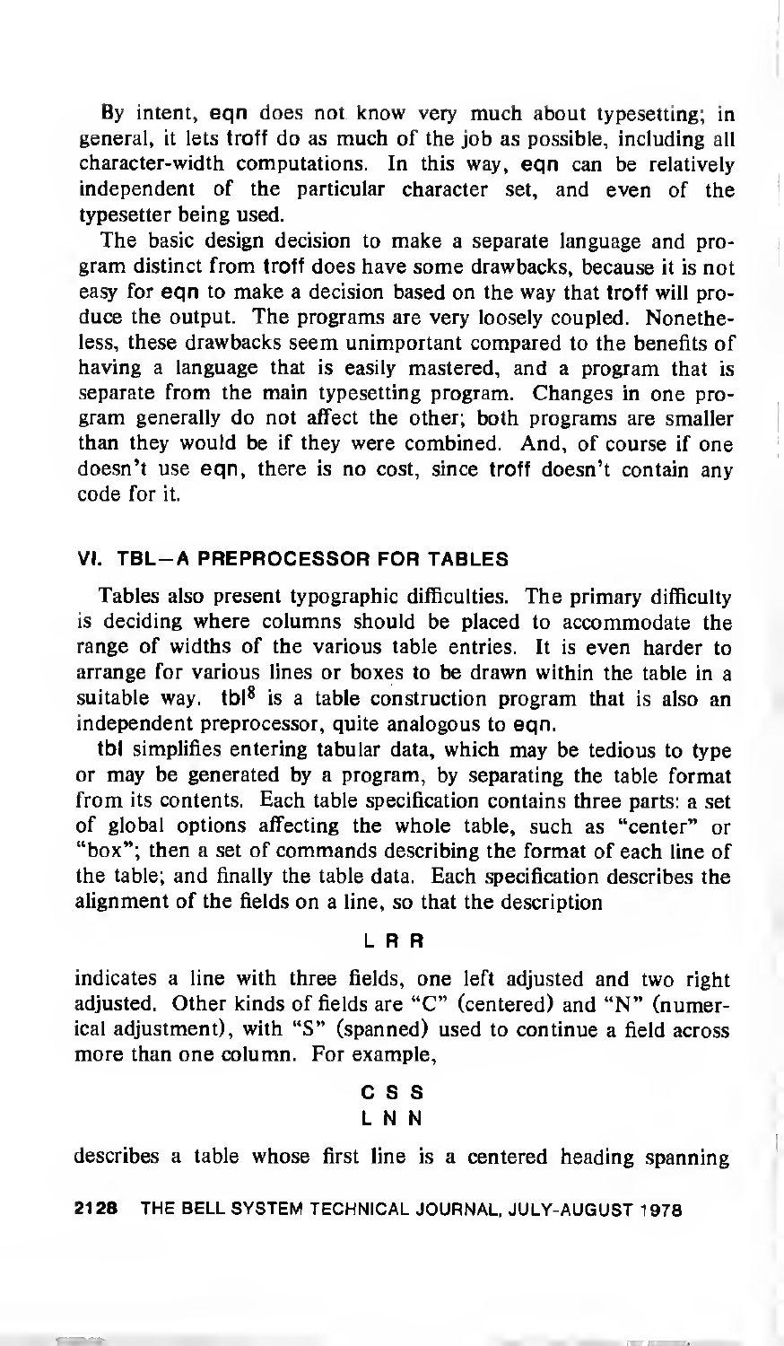By intent, **eqn** does not know very much about typesetting; in general, it lets **troff** do as much of the job as possible, including all character-width computations. In this way, **eqn** can be relatively independent of the particular character set, and even of the typesetter being used.

The basic design decision to make a separate language and program distinct from **troff** does have some drawbacks, because it is not easy for **eqn** to make a decision based on the way that **troff** will produce the output. The programs are very loosely coupled. Nonetheless, these drawbacks seem unimportant compared to the benefits of having a language that is easily mastered, and a program that is separate from the main typesetting program. Changes in one program generally do not affect the other; both programs are smaller than they would be if they were combined. And, of course if one doesn't use **eqn**, there is no cost, since **troff** doesn't contain any code for it.

## VI. TBL—A PREPROCESSOR FOR TABLES

Tables also present typographic difficulties. The primary difficulty is deciding where columns should be placed to accommodate the range of widths of the various table entries. It is even harder to arrange for various lines or boxes to be drawn within the table in a suitable way. **tbl**[8] is a table construction program that is also an independent preprocessor, quite analogous to **eqn**.

**tbl** simplifies entering tabular data, which may be tedious to type or may be generated by a program, by separating the table format from its contents. Each table specification contains three parts: a set of global options affecting the whole table, such as "center" or "box"; then a set of commands describing the format of each line of the table; and finally the table data. Each specification describes the alignment of the fields on a line, so that the description

```
L R R
```

indicates a line with three fields, one left adjusted and two right adjusted. Other kinds of fields are "C" (centered) and "N" (numerical adjustment), with "S" (spanned) used to continue a field across more than one column. For example,

```
C S S
L N N
```

describes a table whose first line is a centered heading spanning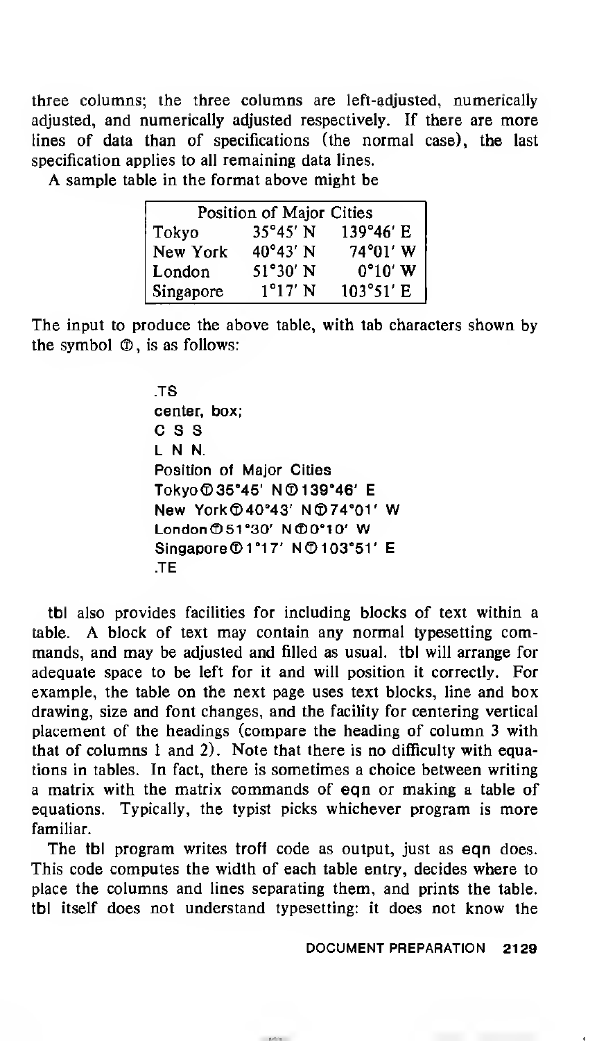three columns; the three columns are left-adjusted, numerically adjusted, and numerically adjusted respectively. If there are more lines of data than of specifications (the normal case), the last specification applies to all remaining data lines.

A sample table in the format above might be

| Position of Major Cities | | |
|---|---|---|
| Tokyo | 35°45′ N | 139°46′ E |
| New York | 40°43′ N | 74°01′ W |
| London | 51°30′ N | 0°10′ W |
| Singapore | 1°17′ N | 103°51′ E |

The input to produce the above table, with tab characters shown by the symbol Ⓣ, is as follows:

```
.TS
center, box;
C S S
L N N.
Position of Major Cities
TokyoⓉ35°45' NⓉ139°46' E
New YorkⓉ40°43' NⓉ74°01' W
LondonⓉ51°30' NⓉ0°10' W
SingaporeⓉ1°17' NⓉ103°51' E
.TE
```

**tbl** also provides facilities for including blocks of text within a table. A block of text may contain any normal typesetting commands, and may be adjusted and filled as usual. **tbl** will arrange for adequate space to be left for it and will position it correctly. For example, the table on the next page uses text blocks, line and box drawing, size and font changes, and the facility for centering vertical placement of the headings (compare the heading of column 3 with that of columns 1 and 2). Note that there is no difficulty with equations in tables. In fact, there is sometimes a choice between writing a matrix with the matrix commands of **eqn** or making a table of equations. Typically, the typist picks whichever program is more familiar.

The **tbl** program writes troff code as output, just as **eqn** does. This code computes the width of each table entry, decides where to place the columns and lines separating them, and prints the table. **tbl** itself does not understand typesetting: it does not know the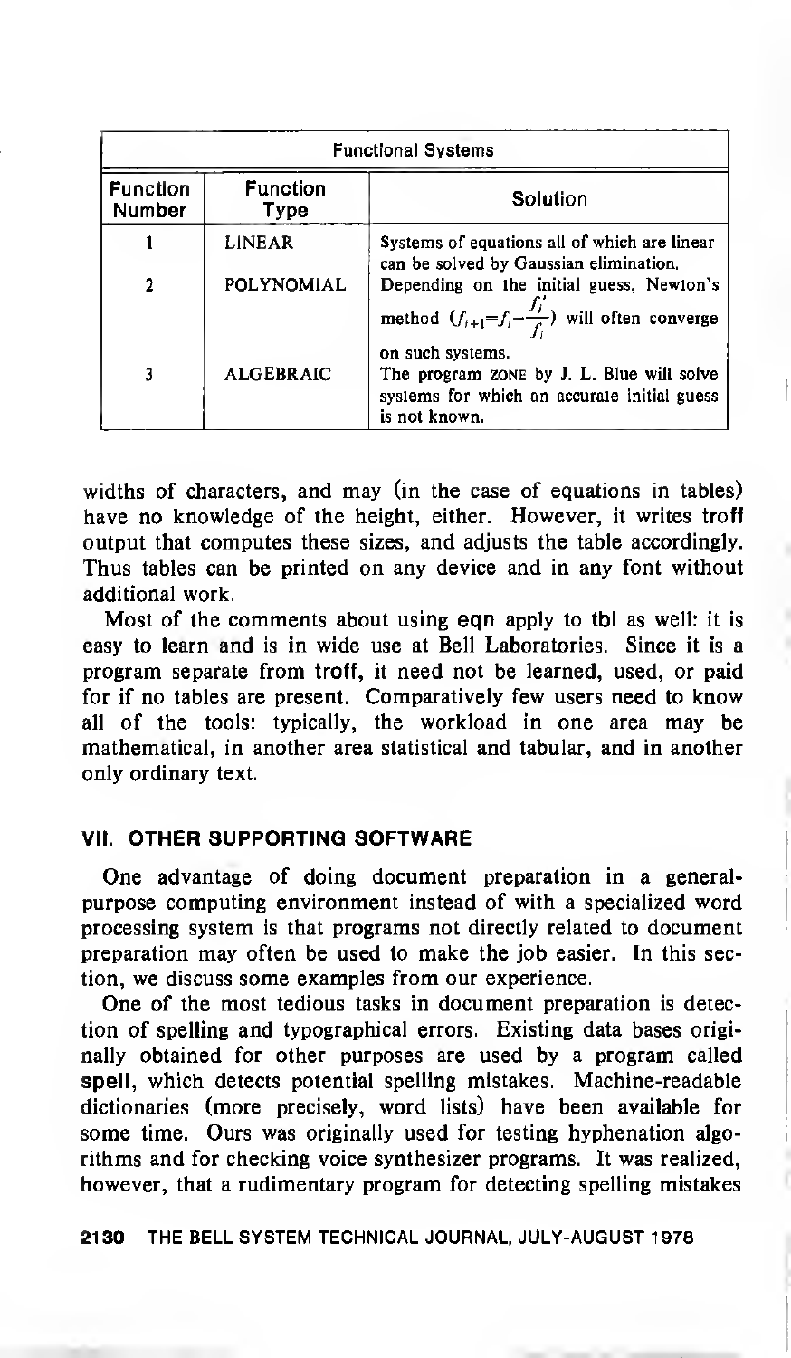| Functional Systems | | |
|---|---|---|
| Function Number | Function Type | Solution |
| 1 | LINEAR | Systems of equations all of which are linear can be solved by Gaussian elimination. |
| 2 | POLYNOMIAL | Depending on the initial guess, Newton's method $(f_{i+1}=f_i-\frac{f_i}{f_i'})$ will often converge on such systems. |
| 3 | ALGEBRAIC | The program ZONE by J. L. Blue will solve systems for which an accurate initial guess is not known. |

widths of characters, and may (in the case of equations in tables) have no knowledge of the height, either. However, it writes **troff** output that computes these sizes, and adjusts the table accordingly. Thus tables can be printed on any device and in any font without additional work.

Most of the comments about using **eqn** apply to **tbl** as well: it is easy to learn and is in wide use at Bell Laboratories. Since it is a program separate from **troff**, it need not be learned, used, or paid for if no tables are present. Comparatively few users need to know all of the tools: typically, the workload in one area may be mathematical, in another area statistical and tabular, and in another only ordinary text.

## VII. OTHER SUPPORTING SOFTWARE

One advantage of doing document preparation in a general-purpose computing environment instead of with a specialized word processing system is that programs not directly related to document preparation may often be used to make the job easier. In this section, we discuss some examples from our experience.

One of the most tedious tasks in document preparation is detection of spelling and typographical errors. Existing data bases originally obtained for other purposes are used by a program called **spell**, which detects potential spelling mistakes. Machine-readable dictionaries (more precisely, word lists) have been available for some time. Ours was originally used for testing hyphenation algorithms and for checking voice synthesizer programs. It was realized, however, that a rudimentary program for detecting spelling mistakes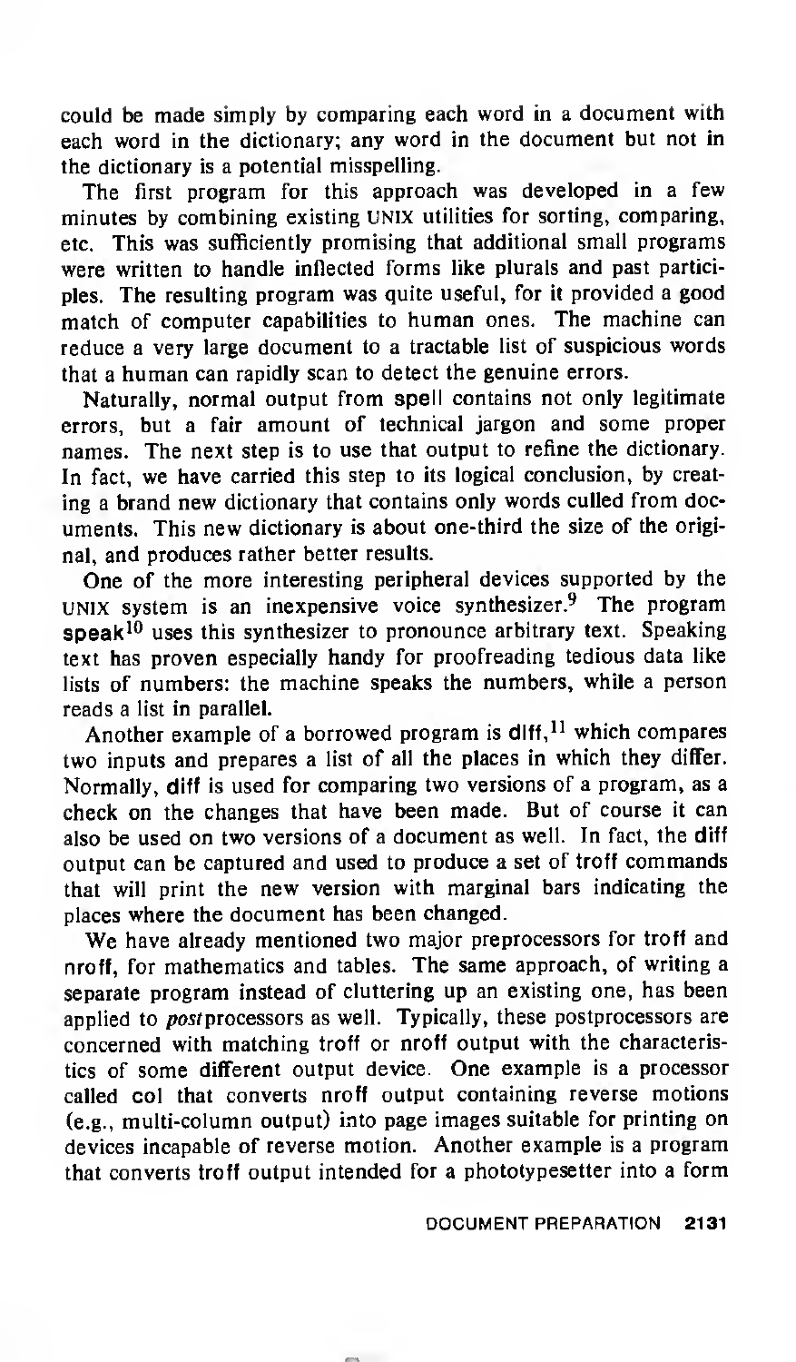could be made simply by comparing each word in a document with each word in the dictionary; any word in the document but not in the dictionary is a potential misspelling.

The first program for this approach was developed in a few minutes by combining existing UNIX utilities for sorting, comparing, etc. This was sufficiently promising that additional small programs were written to handle inflected forms like plurals and past participles. The resulting program was quite useful, for it provided a good match of computer capabilities to human ones. The machine can reduce a very large document to a tractable list of suspicious words that a human can rapidly scan to detect the genuine errors.

Naturally, normal output from **spell** contains not only legitimate errors, but a fair amount of technical jargon and some proper names. The next step is to use that output to refine the dictionary. In fact, we have carried this step to its logical conclusion, by creating a brand new dictionary that contains only words culled from documents. This new dictionary is about one-third the size of the original, and produces rather better results.

One of the more interesting peripheral devices supported by the UNIX system is an inexpensive voice synthesizer.[9] The program **speak**[10] uses this synthesizer to pronounce arbitrary text. Speaking text has proven especially handy for proofreading tedious data like lists of numbers: the machine speaks the numbers, while a person reads a list in parallel.

Another example of a borrowed program is **diff**,[11] which compares two inputs and prepares a list of all the places in which they differ. Normally, **diff** is used for comparing two versions of a program, as a check on the changes that have been made. But of course it can also be used on two versions of a document as well. In fact, the **diff** output can be captured and used to produce a set of **troff** commands that will print the new version with marginal bars indicating the places where the document has been changed.

We have already mentioned two major preprocessors for **troff** and **nroff**, for mathematics and tables. The same approach, of writing a separate program instead of cluttering up an existing one, has been applied to *post*processors as well. Typically, these postprocessors are concerned with matching **troff** or **nroff** output with the characteristics of some different output device. One example is a processor called **col** that converts **nroff** output containing reverse motions (e.g., multi-column output) into page images suitable for printing on devices incapable of reverse motion. Another example is a program that converts **troff** output intended for a phototypesetter into a form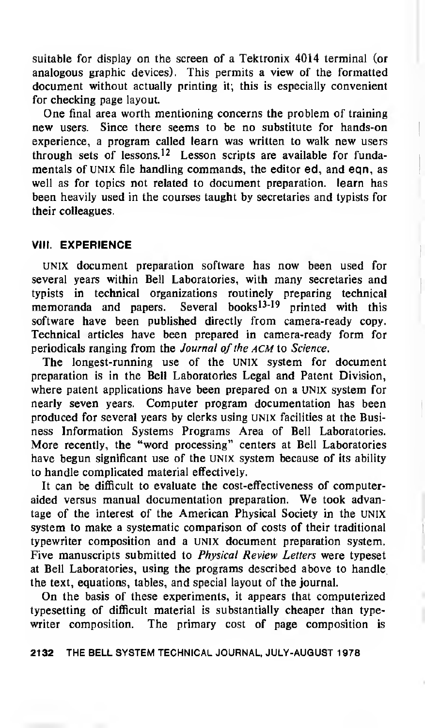suitable for display on the screen of a Tektronix 4014 terminal (or analogous graphic devices). This permits a view of the formatted document without actually printing it; this is especially convenient for checking page layout.

One final area worth mentioning concerns the problem of training new users. Since there seems to be no substitute for hands-on experience, a program called **learn** was written to walk new users through sets of lessons.[12] Lesson scripts are available for fundamentals of UNIX file handling commands, the editor **ed**, and **eqn**, as well as for topics not related to document preparation. **learn** has been heavily used in the courses taught by secretaries and typists for their colleagues.

## VIII. EXPERIENCE

UNIX document preparation software has now been used for several years within Bell Laboratories, with many secretaries and typists in technical organizations routinely preparing technical memoranda and papers. Several books[13-19] printed with this software have been published directly from camera-ready copy. Technical articles have been prepared in camera-ready form for periodicals ranging from the *Journal of the ACM* to *Science*.

The longest-running use of the UNIX system for document preparation is in the Bell Laboratories Legal and Patent Division, where patent applications have been prepared on a UNIX system for nearly seven years. Computer program documentation has been produced for several years by clerks using UNIX facilities at the Business Information Systems Programs Area of Bell Laboratories. More recently, the "word processing" centers at Bell Laboratories have begun significant use of the UNIX system because of its ability to handle complicated material effectively.

It can be difficult to evaluate the cost-effectiveness of computer-aided versus manual documentation preparation. We took advantage of the interest of the American Physical Society in the UNIX system to make a systematic comparison of costs of their traditional typewriter composition and a UNIX document preparation system. Five manuscripts submitted to *Physical Review Letters* were typeset at Bell Laboratories, using the programs described above to handle the text, equations, tables, and special layout of the journal.

On the basis of these experiments, it appears that computerized typesetting of difficult material is substantially cheaper than typewriter composition. The primary cost of page composition is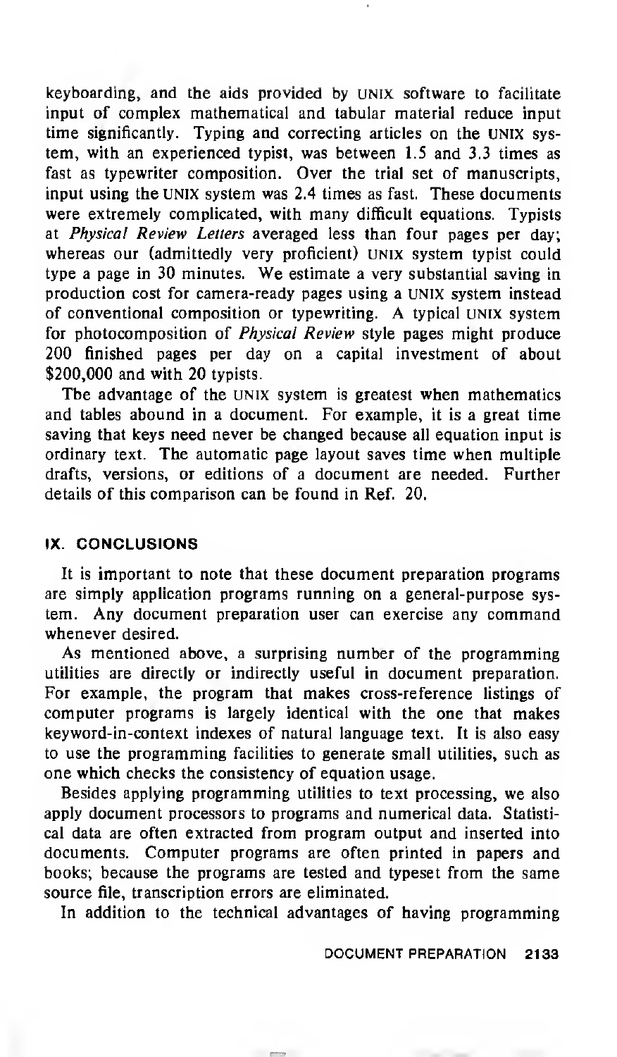keyboarding, and the aids provided by UNIX software to facilitate input of complex mathematical and tabular material reduce input time significantly. Typing and correcting articles on the UNIX system, with an experienced typist, was between 1.5 and 3.3 times as fast as typewriter composition. Over the trial set of manuscripts, input using the UNIX system was 2.4 times as fast. These documents were extremely complicated, with many difficult equations. Typists at *Physical Review Letters* averaged less than four pages per day; whereas our (admittedly very proficient) UNIX system typist could type a page in 30 minutes. We estimate a very substantial saving in production cost for camera-ready pages using a UNIX system instead of conventional composition or typewriting. A typical UNIX system for photocomposition of *Physical Review* style pages might produce 200 finished pages per day on a capital investment of about $200,000 and with 20 typists.

The advantage of the UNIX system is greatest when mathematics and tables abound in a document. For example, it is a great time saving that keys need never be changed because all equation input is ordinary text. The automatic page layout saves time when multiple drafts, versions, or editions of a document are needed. Further details of this comparison can be found in Ref. 20.

## IX. CONCLUSIONS

It is important to note that these document preparation programs are simply application programs running on a general-purpose system. Any document preparation user can exercise any command whenever desired.

As mentioned above, a surprising number of the programming utilities are directly or indirectly useful in document preparation. For example, the program that makes cross-reference listings of computer programs is largely identical with the one that makes keyword-in-context indexes of natural language text. It is also easy to use the programming facilities to generate small utilities, such as one which checks the consistency of equation usage.

Besides applying programming utilities to text processing, we also apply document processors to programs and numerical data. Statistical data are often extracted from program output and inserted into documents. Computer programs are often printed in papers and books; because the programs are tested and typeset from the same source file, transcription errors are eliminated.

In addition to the technical advantages of having programming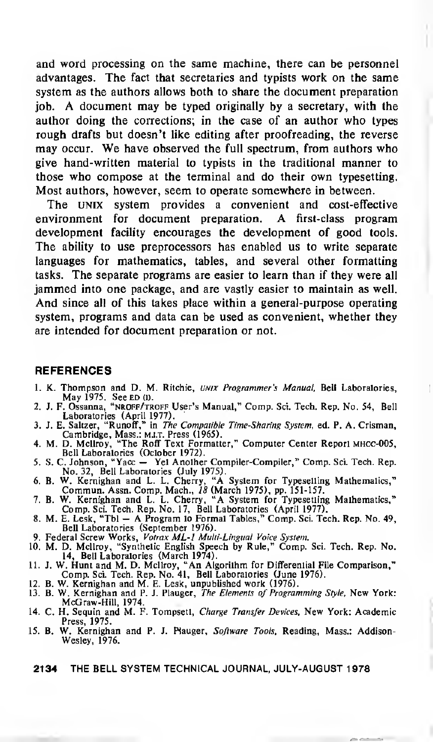and word processing on the same machine, there can be personnel advantages. The fact that secretaries and typists work on the same system as the authors allows both to share the document preparation job. A document may be typed originally by a secretary, with the author doing the corrections; in the case of an author who types rough drafts but doesn't like editing after proofreading, the reverse may occur. We have observed the full spectrum, from authors who give hand-written material to typists in the traditional manner to those who compose at the terminal and do their own typesetting. Most authors, however, seem to operate somewhere in between.

The UNIX system provides a convenient and cost-effective environment for document preparation. A first-class program development facility encourages the development of good tools. The ability to use preprocessors has enabled us to write separate languages for mathematics, tables, and several other formatting tasks. The separate programs are easier to learn than if they were all jammed into one package, and are vastly easier to maintain as well. And since all of this takes place within a general-purpose operating system, programs and data can be used as convenient, whether they are intended for document preparation or not.

## REFERENCES

1. K. Thompson and D. M. Ritchie, *UNIX Programmer's Manual*, Bell Laboratories, May 1975. See ED (I).
2. J. F. Ossanna, "NROFF/TROFF User's Manual," Comp. Sci. Tech. Rep. No. 54, Bell Laboratories (April 1977).
3. J. E. Saltzer, "Runoff," in *The Compatible Time-Sharing System*, ed. P. A. Crisman, Cambridge, Mass.: M.I.T. Press (1965).
4. M. D. McIlroy, "The Roff Text Formatter," Computer Center Report MHCC-005, Bell Laboratories (October 1972).
5. S. C. Johnson, "Yacc — Yet Another Compiler-Compiler," Comp. Sci. Tech. Rep. No. 32, Bell Laboratories (July 1975).
6. B. W. Kernighan and L. L. Cherry, "A System for Typesetting Mathematics," Commun. Assn. Comp. Mach., *18* (March 1975), pp. 151-157.
7. B. W. Kernighan and L. L. Cherry, "A System for Typesetting Mathematics," Comp. Sci. Tech. Rep. No. 17, Bell Laboratories (April 1977).
8. M. E. Lesk, "Tbl — A Program to Format Tables," Comp. Sci. Tech. Rep. No. 49, Bell Laboratories (September 1976).
9. Federal Screw Works, *Votrax ML-1 Multi-Lingual Voice System*.
10. M. D. McIlroy, "Synthetic English Speech by Rule," Comp. Sci. Tech. Rep. No. 14, Bell Laboratories (March 1974).
11. J. W. Hunt and M. D. McIlroy, "An Algorithm for Differential File Comparison," Comp. Sci. Tech. Rep. No. 41, Bell Laboratories (June 1976).
12. B. W. Kernighan and M. E. Lesk, unpublished work (1976).
13. B. W. Kernighan and P. J. Plauger, *The Elements of Programming Style*, New York: McGraw-Hill, 1974.
14. C. H. Sequin and M. F. Tompsett, *Charge Transfer Devices*, New York: Academic Press, 1975.
15. B. W. Kernighan and P. J. Plauger, *Software Tools*, Reading, Mass.: Addison-Wesley, 1976.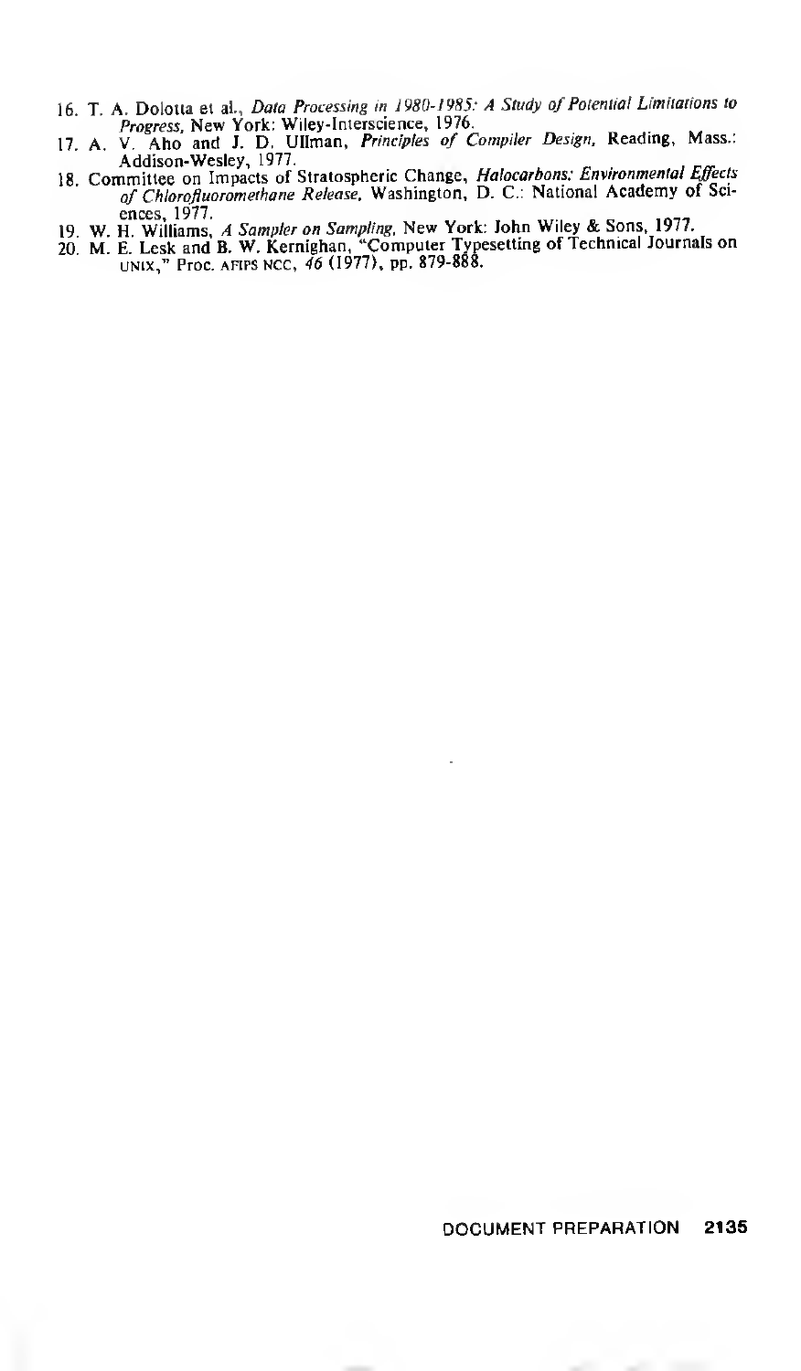16. T. A. Dolotta et al., *Data Processing in 1980-1985: A Study of Potential Limitations to Progress*, New York: Wiley-Interscience, 1976.
17. A. V. Aho and J. D. Ullman, *Principles of Compiler Design*, Reading, Mass.: Addison-Wesley, 1977.
18. Committee on Impacts of Stratospheric Change, *Halocarbons: Environmental Effects of Chlorofluoromethane Release*, Washington, D. C.: National Academy of Sciences, 1977.
19. W. H. Williams, *A Sampler on Sampling*, New York: John Wiley & Sons, 1977.
20. M. E. Lesk and B. W. Kernighan, "Computer Typesetting of Technical Journals on UNIX," Proc. AFIPS NCC, *46* (1977), pp. 879-888.